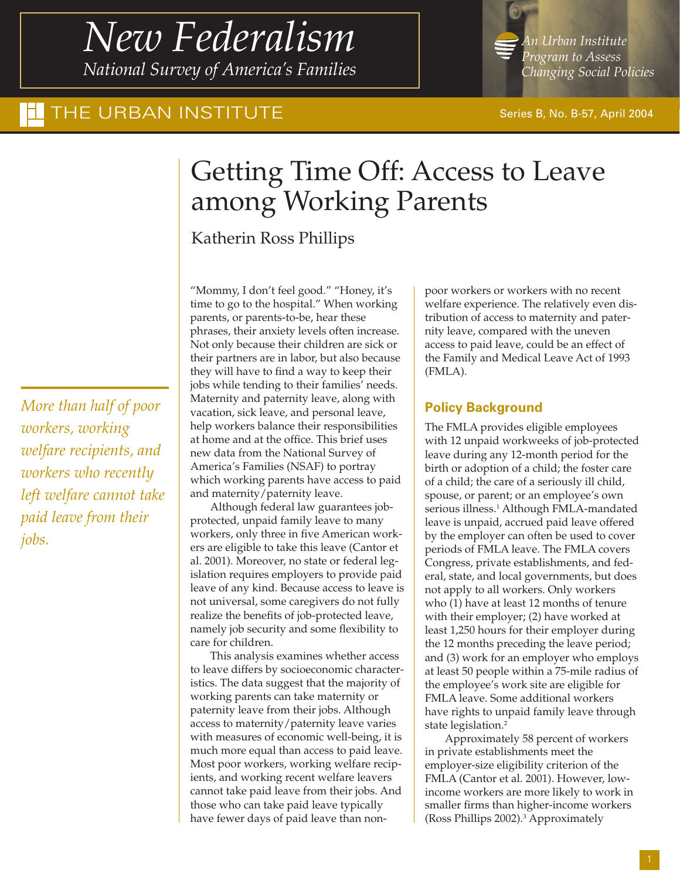# New Federalism

*National Survey of America's Families*

*An Urban Institute Program to Assess Changing Social Policies*

THE URBAN INSTITUTE

Series B, No. B-57, April 2004

# Getting Time Off: Access to Leave among Working Parents

Katherin Ross Phillips

*More than half of poor workers, working welfare recipients, and workers who recently left welfare cannot take paid leave from their jobs.*

"Mommy, I don't feel good." "Honey, it's time to go to the hospital." When working parents, or parents-to-be, hear these phrases, their anxiety levels often increase. Not only because their children are sick or their partners are in labor, but also because they will have to find a way to keep their jobs while tending to their families' needs. Maternity and paternity leave, along with vacation, sick leave, and personal leave, help workers balance their responsibilities at home and at the office. This brief uses new data from the National Survey of America's Families (NSAF) to portray which working parents have access to paid and maternity/paternity leave.

Although federal law guarantees job-protected, unpaid family leave to many workers, only three in five American workers are eligible to take this leave (Cantor et al. 2001). Moreover, no state or federal legislation requires employers to provide paid leave of any kind. Because access to leave is not universal, some caregivers do not fully realize the benefits of job-protected leave, namely job security and some flexibility to care for children.

This analysis examines whether access to leave differs by socioeconomic characteristics. The data suggest that the majority of working parents can take maternity or paternity leave from their jobs. Although access to maternity/paternity leave varies with measures of economic well-being, it is much more equal than access to paid leave. Most poor workers, working welfare recipients, and working recent welfare leavers cannot take paid leave from their jobs. And those who can take paid leave typically have fewer days of paid leave than non-poor workers or workers with no recent welfare experience. The relatively even distribution of access to maternity and paternity leave, compared with the uneven access to paid leave, could be an effect of the Family and Medical Leave Act of 1993 (FMLA).

## Policy Background

The FMLA provides eligible employees with 12 unpaid workweeks of job-protected leave during any 12-month period for the birth or adoption of a child; the foster care of a child; the care of a seriously ill child, spouse, or parent; or an employee's own serious illness.[1] Although FMLA-mandated leave is unpaid, accrued paid leave offered by the employer can often be used to cover periods of FMLA leave. The FMLA covers Congress, private establishments, and federal, state, and local governments, but does not apply to all workers. Only workers who (1) have at least 12 months of tenure with their employer; (2) have worked at least 1,250 hours for their employer during the 12 months preceding the leave period; and (3) work for an employer who employs at least 50 people within a 75-mile radius of the employee's work site are eligible for FMLA leave. Some additional workers have rights to unpaid family leave through state legislation.[2]

Approximately 58 percent of workers in private establishments meet the employer-size eligibility criterion of the FMLA (Cantor et al. 2001). However, low-income workers are more likely to work in smaller firms than higher-income workers (Ross Phillips 2002).[3] Approximately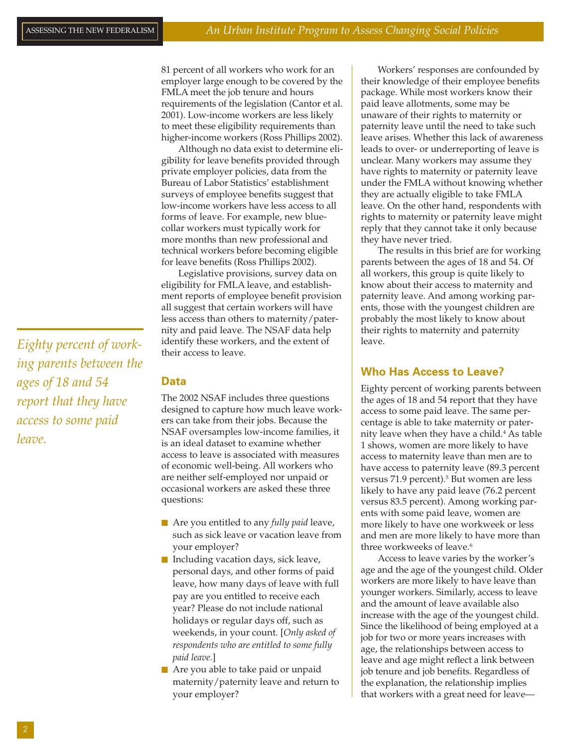81 percent of all workers who work for an employer large enough to be covered by the FMLA meet the job tenure and hours requirements of the legislation (Cantor et al. 2001). Low-income workers are less likely to meet these eligibility requirements than higher-income workers (Ross Phillips 2002).

Although no data exist to determine eligibility for leave benefits provided through private employer policies, data from the Bureau of Labor Statistics' establishment surveys of employee benefits suggest that low-income workers have less access to all forms of leave. For example, new blue-collar workers must typically work for more months than new professional and technical workers before becoming eligible for leave benefits (Ross Phillips 2002).

Legislative provisions, survey data on eligibility for FMLA leave, and establishment reports of employee benefit provision all suggest that certain workers will have less access than others to maternity/paternity and paid leave. The NSAF data help identify these workers, and the extent of their access to leave.

*Eighty percent of working parents between the ages of 18 and 54 report that they have access to some paid leave.*

## Data

The 2002 NSAF includes three questions designed to capture how much leave workers can take from their jobs. Because the NSAF oversamples low-income families, it is an ideal dataset to examine whether access to leave is associated with measures of economic well-being. All workers who are neither self-employed nor unpaid or occasional workers are asked these three questions:

- Are you entitled to any *fully paid* leave, such as sick leave or vacation leave from your employer?
- Including vacation days, sick leave, personal days, and other forms of paid leave, how many days of leave with full pay are you entitled to receive each year? Please do not include national holidays or regular days off, such as weekends, in your count. [*Only asked of respondents who are entitled to some fully paid leave.*]
- Are you able to take paid or unpaid maternity/paternity leave and return to your employer?

Workers' responses are confounded by their knowledge of their employee benefits package. While most workers know their paid leave allotments, some may be unaware of their rights to maternity or paternity leave until the need to take such leave arises. Whether this lack of awareness leads to over- or underreporting of leave is unclear. Many workers may assume they have rights to maternity or paternity leave under the FMLA without knowing whether they are actually eligible to take FMLA leave. On the other hand, respondents with rights to maternity or paternity leave might reply that they cannot take it only because they have never tried.

The results in this brief are for working parents between the ages of 18 and 54. Of all workers, this group is quite likely to know about their access to maternity and paternity leave. And among working parents, those with the youngest children are probably the most likely to know about their rights to maternity and paternity leave.

## Who Has Access to Leave?

Eighty percent of working parents between the ages of 18 and 54 report that they have access to some paid leave. The same percentage is able to take maternity or paternity leave when they have a child.[4] As table 1 shows, women are more likely to have access to maternity leave than men are to have access to paternity leave (89.3 percent versus 71.9 percent).[5] But women are less likely to have any paid leave (76.2 percent versus 83.5 percent). Among working parents with some paid leave, women are more likely to have one workweek or less and men are more likely to have more than three workweeks of leave.[6]

Access to leave varies by the worker's age and the age of the youngest child. Older workers are more likely to have leave than younger workers. Similarly, access to leave and the amount of leave available also increase with the age of the youngest child. Since the likelihood of being employed at a job for two or more years increases with age, the relationships between access to leave and age might reflect a link between job tenure and job benefits. Regardless of the explanation, the relationship implies that workers with a great need for leave—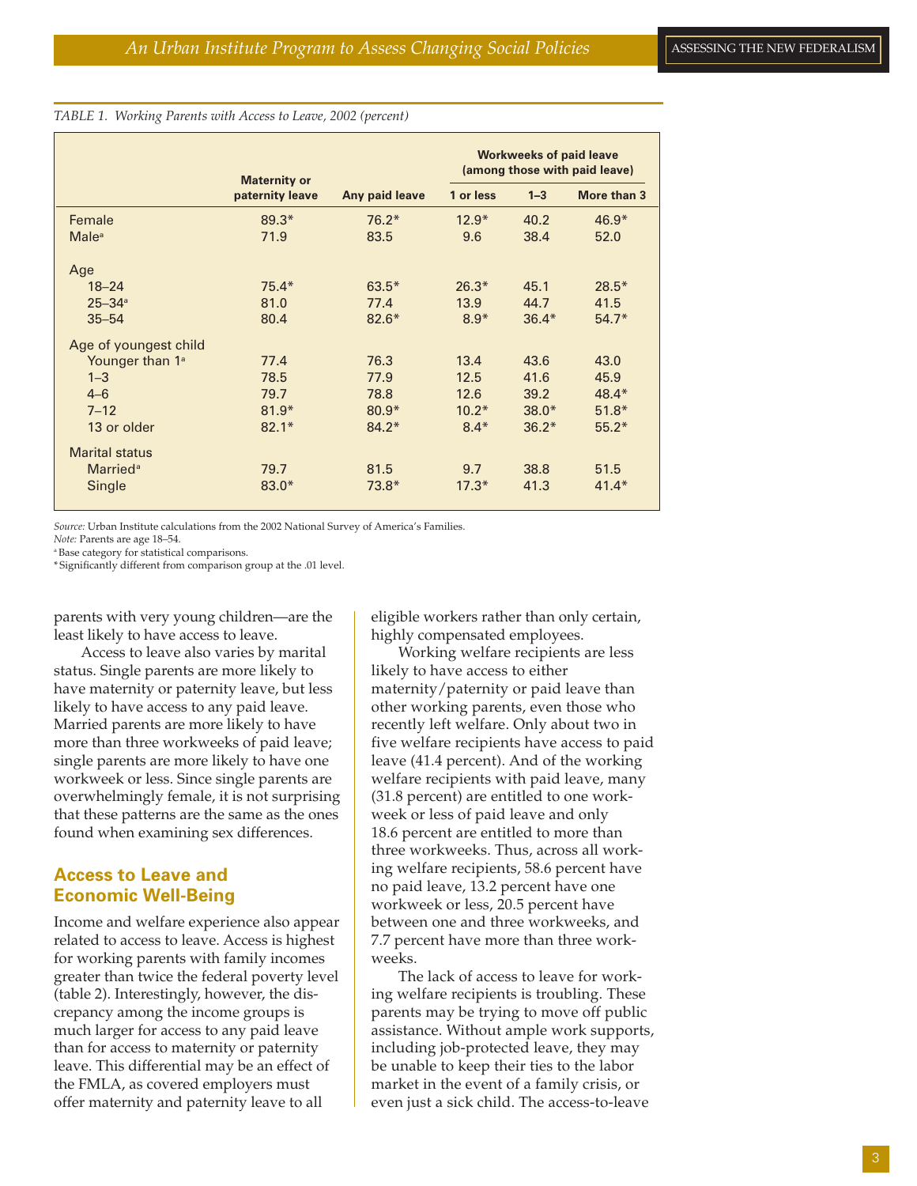TABLE 1. *Working Parents with Access to Leave, 2002 (percent)*

| | Maternity or paternity leave | Any paid leave | Workweeks of paid leave (among those with paid leave) | | |
|---|---|---|---|---|---|
| | | | 1 or less | 1–3 | More than 3 |
| Female | 89.3* | 76.2* | 12.9* | 40.2 | 46.9* |
| Male[a] | 71.9 | 83.5 | 9.6 | 38.4 | 52.0 |
| **Age** | | | | | |
| 18–24 | 75.4* | 63.5* | 26.3* | 45.1 | 28.5* |
| 25–34[a] | 81.0 | 77.4 | 13.9 | 44.7 | 41.5 |
| 35–54 | 80.4 | 82.6* | 8.9* | 36.4* | 54.7* |
| **Age of youngest child** | | | | | |
| Younger than 1[a] | 77.4 | 76.3 | 13.4 | 43.6 | 43.0 |
| 1–3 | 78.5 | 77.9 | 12.5 | 41.6 | 45.9 |
| 4–6 | 79.7 | 78.8 | 12.6 | 39.2 | 48.4* |
| 7–12 | 81.9* | 80.9* | 10.2* | 38.0* | 51.8* |
| 13 or older | 82.1* | 84.2* | 8.4* | 36.2* | 55.2* |
| **Marital status** | | | | | |
| Married[a] | 79.7 | 81.5 | 9.7 | 38.8 | 51.5 |
| Single | 83.0* | 73.8* | 17.3* | 41.3 | 41.4* |

*Source:* Urban Institute calculations from the 2002 National Survey of America's Families.
*Note:* Parents are age 18–54.
[a] Base category for statistical comparisons.
* Significantly different from comparison group at the .01 level.

parents with very young children—are the least likely to have access to leave.

Access to leave also varies by marital status. Single parents are more likely to have maternity or paternity leave, but less likely to have access to any paid leave. Married parents are more likely to have more than three workweeks of paid leave; single parents are more likely to have one workweek or less. Since single parents are overwhelmingly female, it is not surprising that these patterns are the same as the ones found when examining sex differences.

## Access to Leave and Economic Well-Being

Income and welfare experience also appear related to access to leave. Access is highest for working parents with family incomes greater than twice the federal poverty level (table 2). Interestingly, however, the discrepancy among the income groups is much larger for access to any paid leave than for access to maternity or paternity leave. This differential may be an effect of the FMLA, as covered employers must offer maternity and paternity leave to all eligible workers rather than only certain, highly compensated employees.

Working welfare recipients are less likely to have access to either maternity/paternity or paid leave than other working parents, even those who recently left welfare. Only about two in five welfare recipients have access to paid leave (41.4 percent). And of the working welfare recipients with paid leave, many (31.8 percent) are entitled to one workweek or less of paid leave and only 18.6 percent are entitled to more than three workweeks. Thus, across all working welfare recipients, 58.6 percent have no paid leave, 13.2 percent have one workweek or less, 20.5 percent have between one and three workweeks, and 7.7 percent have more than three workweeks.

The lack of access to leave for working welfare recipients is troubling. These parents may be trying to move off public assistance. Without ample work supports, including job-protected leave, they may be unable to keep their ties to the labor market in the event of a family crisis, or even just a sick child. The access-to-leave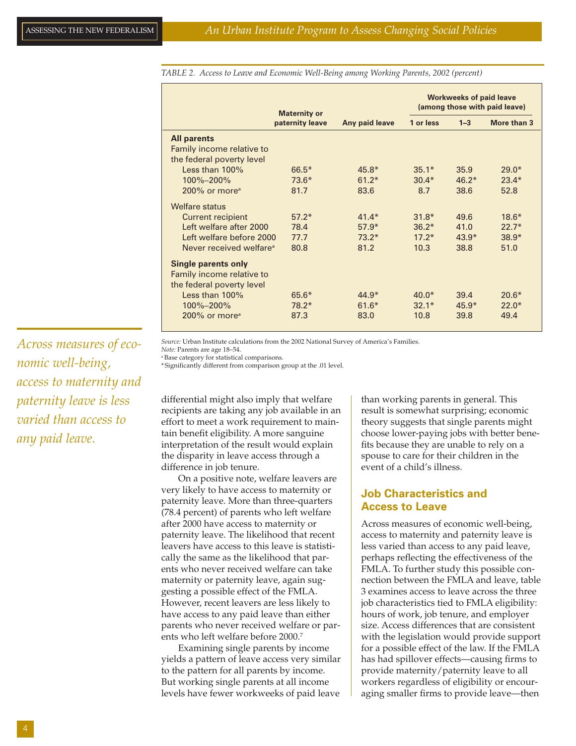TABLE 2. *Access to Leave and Economic Well-Being among Working Parents, 2002 (percent)*

| | Maternity or paternity leave | Any paid leave | Workweeks of paid leave (among those with paid leave) | | |
|---|---|---|---|---|---|
| | | | 1 or less | 1–3 | More than 3 |
| **All parents** | | | | | |
| Family income relative to the federal poverty level | | | | | |
| Less than 100% | 66.5* | 45.8* | 35.1* | 35.9 | 29.0* |
| 100%–200% | 73.6* | 61.2* | 30.4* | 46.2* | 23.4* |
| 200% or more[a] | 81.7 | 83.6 | 8.7 | 38.6 | 52.8 |
| Welfare status | | | | | |
| Current recipient | 57.2* | 41.4* | 31.8* | 49.6 | 18.6* |
| Left welfare after 2000 | 78.4 | 57.9* | 36.2* | 41.0 | 22.7* |
| Left welfare before 2000 | 77.7 | 73.2* | 17.2* | 43.9* | 38.9* |
| Never received welfare[a] | 80.8 | 81.2 | 10.3 | 38.8 | 51.0 |
| **Single parents only** | | | | | |
| Family income relative to the federal poverty level | | | | | |
| Less than 100% | 65.6* | 44.9* | 40.0* | 39.4 | 20.6* |
| 100%–200% | 78.2* | 61.6* | 32.1* | 45.9* | 22.0* |
| 200% or more[a] | 87.3 | 83.0 | 10.8 | 39.8 | 49.4 |

*Source:* Urban Institute calculations from the 2002 National Survey of America's Families.
*Note:* Parents are age 18–54.
[a] Base category for statistical comparisons.
*Significantly different from comparison group at the .01 level.

*Across measures of economic well-being, access to maternity and paternity leave is less varied than access to any paid leave.*

differential might also imply that welfare recipients are taking any job available in an effort to meet a work requirement to maintain benefit eligibility. A more sanguine interpretation of the result would explain the disparity in leave access through a difference in job tenure.

On a positive note, welfare leavers are very likely to have access to maternity or paternity leave. More than three-quarters (78.4 percent) of parents who left welfare after 2000 have access to maternity or paternity leave. The likelihood that recent leavers have access to this leave is statistically the same as the likelihood that parents who never received welfare can take maternity or paternity leave, again suggesting a possible effect of the FMLA. However, recent leavers are less likely to have access to any paid leave than either parents who never received welfare or parents who left welfare before 2000.[7]

Examining single parents by income yields a pattern of leave access very similar to the pattern for all parents by income. But working single parents at all income levels have fewer workweeks of paid leave than working parents in general. This result is somewhat surprising; economic theory suggests that single parents might choose lower-paying jobs with better benefits because they are unable to rely on a spouse to care for their children in the event of a child's illness.

## Job Characteristics and Access to Leave

Across measures of economic well-being, access to maternity and paternity leave is less varied than access to any paid leave, perhaps reflecting the effectiveness of the FMLA. To further study this possible connection between the FMLA and leave, table 3 examines access to leave across the three job characteristics tied to FMLA eligibility: hours of work, job tenure, and employer size. Access differences that are consistent with the legislation would provide support for a possible effect of the law. If the FMLA has had spillover effects—causing firms to provide maternity/paternity leave to all workers regardless of eligibility or encouraging smaller firms to provide leave—then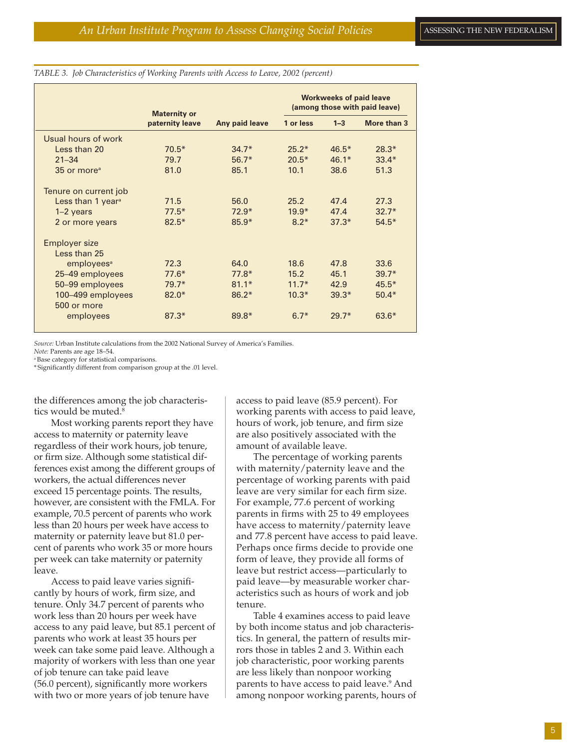*TABLE 3. Job Characteristics of Working Parents with Access to Leave, 2002 (percent)*

| | Maternity or paternity leave | Any paid leave | Workweeks of paid leave (among those with paid leave) | | |
|---|---|---|---|---|---|
| | | | 1 or less | 1–3 | More than 3 |
| **Usual hours of work** | | | | | |
| Less than 20 | 70.5* | 34.7* | 25.2* | 46.5* | 28.3* |
| 21–34 | 79.7 | 56.7* | 20.5* | 46.1* | 33.4* |
| 35 or more[a] | 81.0 | 85.1 | 10.1 | 38.6 | 51.3 |
| **Tenure on current job** | | | | | |
| Less than 1 year[a] | 71.5 | 56.0 | 25.2 | 47.4 | 27.3 |
| 1–2 years | 77.5* | 72.9* | 19.9* | 47.4 | 32.7* |
| 2 or more years | 82.5* | 85.9* | 8.2* | 37.3* | 54.5* |
| **Employer size** | | | | | |
| Less than 25 employees[a] | 72.3 | 64.0 | 18.6 | 47.8 | 33.6 |
| 25–49 employees | 77.6* | 77.8* | 15.2 | 45.1 | 39.7* |
| 50–99 employees | 79.7* | 81.1* | 11.7* | 42.9 | 45.5* |
| 100–499 employees | 82.0* | 86.2* | 10.3* | 39.3* | 50.4* |
| 500 or more employees | 87.3* | 89.8* | 6.7* | 29.7* | 63.6* |

*Source:* Urban Institute calculations from the 2002 National Survey of America's Families.
*Note:* Parents are age 18–54.
[a] Base category for statistical comparisons.
* Significantly different from comparison group at the .01 level.

the differences among the job characteristics would be muted.[8]

Most working parents report they have access to maternity or paternity leave regardless of their work hours, job tenure, or firm size. Although some statistical differences exist among the different groups of workers, the actual differences never exceed 15 percentage points. The results, however, are consistent with the FMLA. For example, 70.5 percent of parents who work less than 20 hours per week have access to maternity or paternity leave but 81.0 percent of parents who work 35 or more hours per week can take maternity or paternity leave.

Access to paid leave varies significantly by hours of work, firm size, and tenure. Only 34.7 percent of parents who work less than 20 hours per week have access to any paid leave, but 85.1 percent of parents who work at least 35 hours per week can take some paid leave. Although a majority of workers with less than one year of job tenure can take paid leave (56.0 percent), significantly more workers with two or more years of job tenure have access to paid leave (85.9 percent). For working parents with access to paid leave, hours of work, job tenure, and firm size are also positively associated with the amount of available leave.

The percentage of working parents with maternity/paternity leave and the percentage of working parents with paid leave are very similar for each firm size. For example, 77.6 percent of working parents in firms with 25 to 49 employees have access to maternity/paternity leave and 77.8 percent have access to paid leave. Perhaps once firms decide to provide one form of leave, they provide all forms of leave but restrict access—particularly to paid leave—by measurable worker characteristics such as hours of work and job tenure.

Table 4 examines access to paid leave by both income status and job characteristics. In general, the pattern of results mirrors those in tables 2 and 3. Within each job characteristic, poor working parents are less likely than nonpoor working parents to have access to paid leave.[9] And among nonpoor working parents, hours of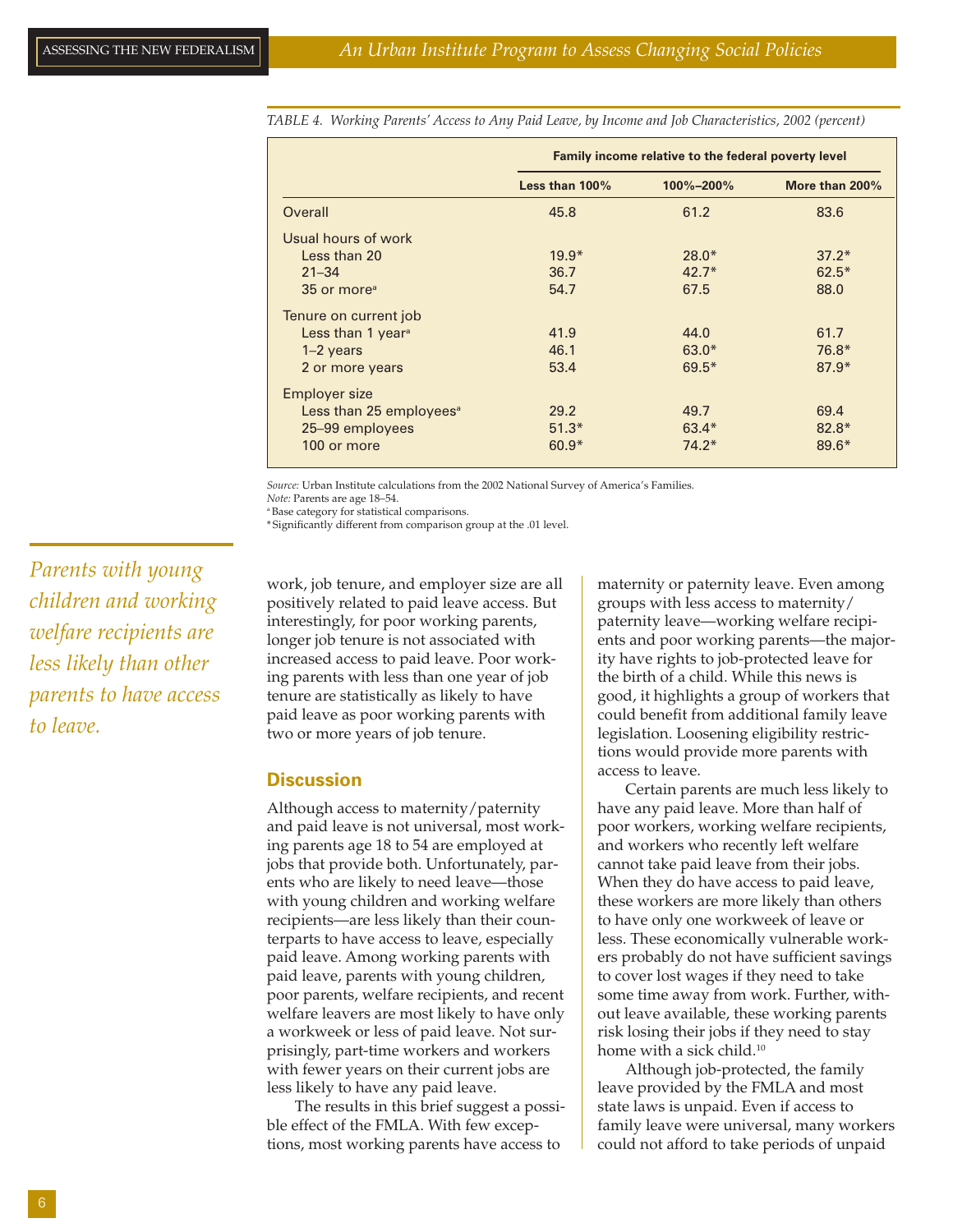TABLE 4. *Working Parents' Access to Any Paid Leave, by Income and Job Characteristics, 2002 (percent)*

| | Family income relative to the federal poverty level | | |
|---|---|---|---|
| | Less than 100% | 100%–200% | More than 200% |
| Overall | 45.8 | 61.2 | 83.6 |
| **Usual hours of work** | | | |
| Less than 20 | 19.9* | 28.0* | 37.2* |
| 21–34 | 36.7 | 42.7* | 62.5* |
| 35 or more[a] | 54.7 | 67.5 | 88.0 |
| **Tenure on current job** | | | |
| Less than 1 year[a] | 41.9 | 44.0 | 61.7 |
| 1–2 years | 46.1 | 63.0* | 76.8* |
| 2 or more years | 53.4 | 69.5* | 87.9* |
| **Employer size** | | | |
| Less than 25 employees[a] | 29.2 | 49.7 | 69.4 |
| 25–99 employees | 51.3* | 63.4* | 82.8* |
| 100 or more | 60.9* | 74.2* | 89.6* |

*Source:* Urban Institute calculations from the 2002 National Survey of America's Families.
*Note:* Parents are age 18–54.
[a] Base category for statistical comparisons.
*Significantly different from comparison group at the .01 level.

*Parents with young children and working welfare recipients are less likely than other parents to have access to leave.*

work, job tenure, and employer size are all positively related to paid leave access. But interestingly, for poor working parents, longer job tenure is not associated with increased access to paid leave. Poor working parents with less than one year of job tenure are statistically as likely to have paid leave as poor working parents with two or more years of job tenure.

## Discussion

Although access to maternity/paternity and paid leave is not universal, most working parents age 18 to 54 are employed at jobs that provide both. Unfortunately, parents who are likely to need leave—those with young children and working welfare recipients—are less likely than their counterparts to have access to leave, especially paid leave. Among working parents with paid leave, parents with young children, poor parents, welfare recipients, and recent welfare leavers are most likely to have only a workweek or less of paid leave. Not surprisingly, part-time workers and workers with fewer years on their current jobs are less likely to have any paid leave.

The results in this brief suggest a possible effect of the FMLA. With few exceptions, most working parents have access to maternity or paternity leave. Even among groups with less access to maternity/paternity leave—working welfare recipients and poor working parents—the majority have rights to job-protected leave for the birth of a child. While this news is good, it highlights a group of workers that could benefit from additional family leave legislation. Loosening eligibility restrictions would provide more parents with access to leave.

Certain parents are much less likely to have any paid leave. More than half of poor workers, working welfare recipients, and workers who recently left welfare cannot take paid leave from their jobs. When they do have access to paid leave, these workers are more likely than others to have only one workweek of leave or less. These economically vulnerable workers probably do not have sufficient savings to cover lost wages if they need to take some time away from work. Further, without leave available, these working parents risk losing their jobs if they need to stay home with a sick child.[10]

Although job-protected, the family leave provided by the FMLA and most state laws is unpaid. Even if access to family leave were universal, many workers could not afford to take periods of unpaid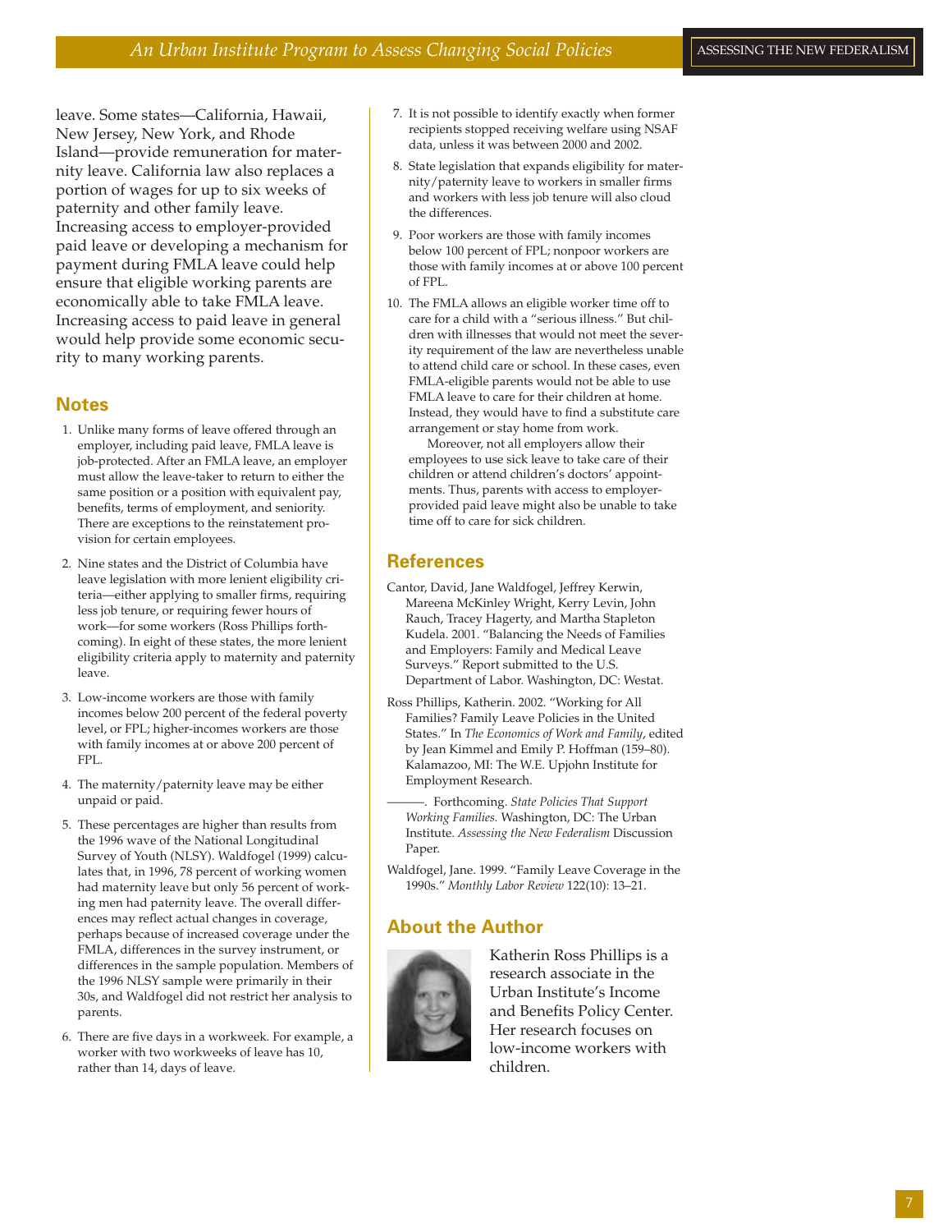leave. Some states—California, Hawaii, New Jersey, New York, and Rhode Island—provide remuneration for maternity leave. California law also replaces a portion of wages for up to six weeks of paternity and other family leave. Increasing access to employer-provided paid leave or developing a mechanism for payment during FMLA leave could help ensure that eligible working parents are economically able to take FMLA leave. Increasing access to paid leave in general would help provide some economic security to many working parents.

## Notes

1. Unlike many forms of leave offered through an employer, including paid leave, FMLA leave is job-protected. After an FMLA leave, an employer must allow the leave-taker to return to either the same position or a position with equivalent pay, benefits, terms of employment, and seniority. There are exceptions to the reinstatement provision for certain employees.

2. Nine states and the District of Columbia have leave legislation with more lenient eligibility criteria—either applying to smaller firms, requiring less job tenure, or requiring fewer hours of work—for some workers (Ross Phillips forthcoming). In eight of these states, the more lenient eligibility criteria apply to maternity and paternity leave.

3. Low-income workers are those with family incomes below 200 percent of the federal poverty level, or FPL; higher-incomes workers are those with family incomes at or above 200 percent of FPL.

4. The maternity/paternity leave may be either unpaid or paid.

5. These percentages are higher than results from the 1996 wave of the National Longitudinal Survey of Youth (NLSY). Waldfogel (1999) calculates that, in 1996, 78 percent of working women had maternity leave but only 56 percent of working men had paternity leave. The overall differences may reflect actual changes in coverage, perhaps because of increased coverage under the FMLA, differences in the survey instrument, or differences in the sample population. Members of the 1996 NLSY sample were primarily in their 30s, and Waldfogel did not restrict her analysis to parents.

6. There are five days in a workweek. For example, a worker with two workweeks of leave has 10, rather than 14, days of leave.

7. It is not possible to identify exactly when former recipients stopped receiving welfare using NSAF data, unless it was between 2000 and 2002.

8. State legislation that expands eligibility for maternity/paternity leave to workers in smaller firms and workers with less job tenure will also cloud the differences.

9. Poor workers are those with family incomes below 100 percent of FPL; nonpoor workers are those with family incomes at or above 100 percent of FPL.

10. The FMLA allows an eligible worker time off to care for a child with a "serious illness." But children with illnesses that would not meet the severity requirement of the law are nevertheless unable to attend child care or school. In these cases, even FMLA-eligible parents would not be able to use FMLA leave to care for their children at home. Instead, they would have to find a substitute care arrangement or stay home from work.

    Moreover, not all employers allow their employees to use sick leave to take care of their children or attend children's doctors' appointments. Thus, parents with access to employer-provided paid leave might also be unable to take time off to care for sick children.

## References

Cantor, David, Jane Waldfogel, Jeffrey Kerwin, Mareena McKinley Wright, Kerry Levin, John Rauch, Tracey Hagerty, and Martha Stapleton Kudela. 2001. "Balancing the Needs of Families and Employers: Family and Medical Leave Surveys." Report submitted to the U.S. Department of Labor. Washington, DC: Westat.

Ross Phillips, Katherin. 2002. "Working for All Families? Family Leave Policies in the United States." In *The Economics of Work and Family*, edited by Jean Kimmel and Emily P. Hoffman (159–80). Kalamazoo, MI: The W.E. Upjohn Institute for Employment Research.

———. Forthcoming. *State Policies That Support Working Families.* Washington, DC: The Urban Institute. *Assessing the New Federalism* Discussion Paper.

Waldfogel, Jane. 1999. "Family Leave Coverage in the 1990s." *Monthly Labor Review* 122(10): 13–21.

## About the Author

Katherin Ross Phillips is a research associate in the Urban Institute's Income and Benefits Policy Center. Her research focuses on low-income workers with children.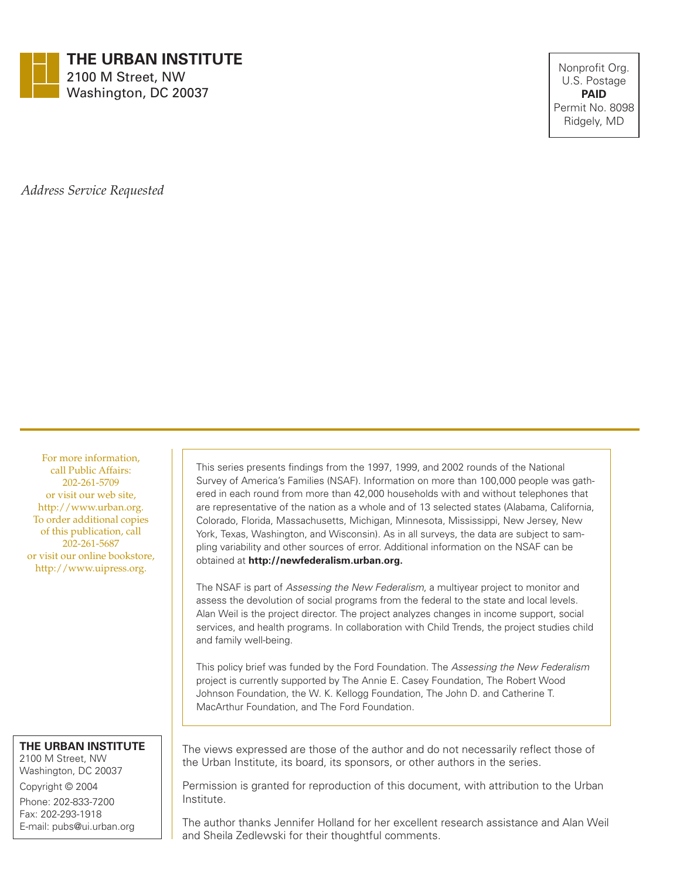**THE URBAN INSTITUTE**
2100 M Street, NW
Washington, DC 20037

Nonprofit Org.
U.S. Postage
**PAID**
Permit No. 8098
Ridgely, MD

*Address Service Requested*

For more information, call Public Affairs: 202-261-5709 or visit our web site, http://www.urban.org. To order additional copies of this publication, call 202-261-5687 or visit our online bookstore, http://www.uipress.org.

This series presents findings from the 1997, 1999, and 2002 rounds of the National Survey of America's Families (NSAF). Information on more than 100,000 people was gathered in each round from more than 42,000 households with and without telephones that are representative of the nation as a whole and of 13 selected states (Alabama, California, Colorado, Florida, Massachusetts, Michigan, Minnesota, Mississippi, New Jersey, New York, Texas, Washington, and Wisconsin). As in all surveys, the data are subject to sampling variability and other sources of error. Additional information on the NSAF can be obtained at **http://newfederalism.urban.org.**

The NSAF is part of *Assessing the New Federalism*, a multiyear project to monitor and assess the devolution of social programs from the federal to the state and local levels. Alan Weil is the project director. The project analyzes changes in income support, social services, and health programs. In collaboration with Child Trends, the project studies child and family well-being.

This policy brief was funded by the Ford Foundation. The *Assessing the New Federalism* project is currently supported by The Annie E. Casey Foundation, The Robert Wood Johnson Foundation, the W. K. Kellogg Foundation, The John D. and Catherine T. MacArthur Foundation, and The Ford Foundation.

**THE URBAN INSTITUTE**
2100 M Street, NW
Washington, DC 20037
Copyright © 2004
Phone: 202-833-7200
Fax: 202-293-1918
E-mail: pubs@ui.urban.org

The views expressed are those of the author and do not necessarily reflect those of the Urban Institute, its board, its sponsors, or other authors in the series.

Permission is granted for reproduction of this document, with attribution to the Urban Institute.

The author thanks Jennifer Holland for her excellent research assistance and Alan Weil and Sheila Zedlewski for their thoughtful comments.